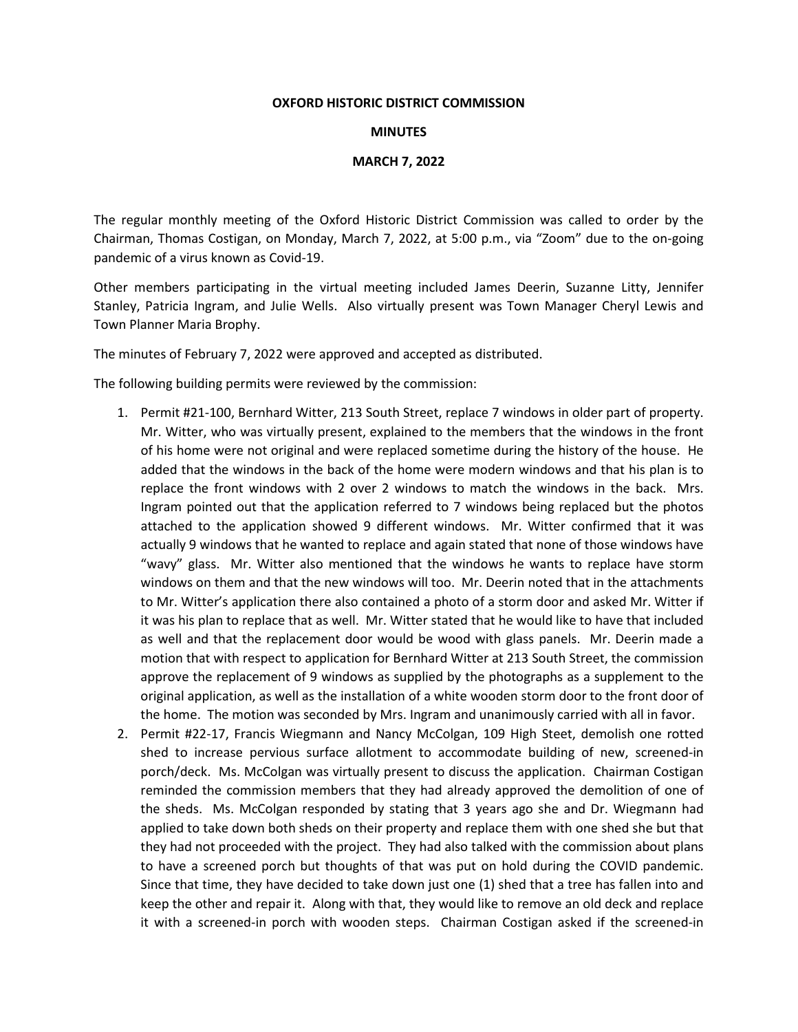**OXFORD HISTORIC DISTRICT COMMISSION**

**MINUTES**

**MARCH 7, 2022**

The regular monthly meeting of the Oxford Historic District Commission was called to order by the Chairman, Thomas Costigan, on Monday, March 7, 2022, at 5:00 p.m., via "Zoom" due to the on-going pandemic of a virus known as Covid-19.

Other members participating in the virtual meeting included James Deerin, Suzanne Litty, Jennifer Stanley, Patricia Ingram, and Julie Wells. Also virtually present was Town Manager Cheryl Lewis and Town Planner Maria Brophy.

The minutes of February 7, 2022 were approved and accepted as distributed.

The following building permits were reviewed by the commission:

1. Permit #21-100, Bernhard Witter, 213 South Street, replace 7 windows in older part of property. Mr. Witter, who was virtually present, explained to the members that the windows in the front of his home were not original and were replaced sometime during the history of the house. He added that the windows in the back of the home were modern windows and that his plan is to replace the front windows with 2 over 2 windows to match the windows in the back. Mrs. Ingram pointed out that the application referred to 7 windows being replaced but the photos attached to the application showed 9 different windows. Mr. Witter confirmed that it was actually 9 windows that he wanted to replace and again stated that none of those windows have "wavy" glass. Mr. Witter also mentioned that the windows he wants to replace have storm windows on them and that the new windows will too. Mr. Deerin noted that in the attachments to Mr. Witter's application there also contained a photo of a storm door and asked Mr. Witter if it was his plan to replace that as well. Mr. Witter stated that he would like to have that included as well and that the replacement door would be wood with glass panels. Mr. Deerin made a motion that with respect to application for Bernhard Witter at 213 South Street, the commission approve the replacement of 9 windows as supplied by the photographs as a supplement to the original application, as well as the installation of a white wooden storm door to the front door of the home. The motion was seconded by Mrs. Ingram and unanimously carried with all in favor.
2. Permit #22-17, Francis Wiegmann and Nancy McColgan, 109 High Steet, demolish one rotted shed to increase pervious surface allotment to accommodate building of new, screened-in porch/deck. Ms. McColgan was virtually present to discuss the application. Chairman Costigan reminded the commission members that they had already approved the demolition of one of the sheds. Ms. McColgan responded by stating that 3 years ago she and Dr. Wiegmann had applied to take down both sheds on their property and replace them with one shed she but that they had not proceeded with the project. They had also talked with the commission about plans to have a screened porch but thoughts of that was put on hold during the COVID pandemic. Since that time, they have decided to take down just one (1) shed that a tree has fallen into and keep the other and repair it. Along with that, they would like to remove an old deck and replace it with a screened-in porch with wooden steps. Chairman Costigan asked if the screened-in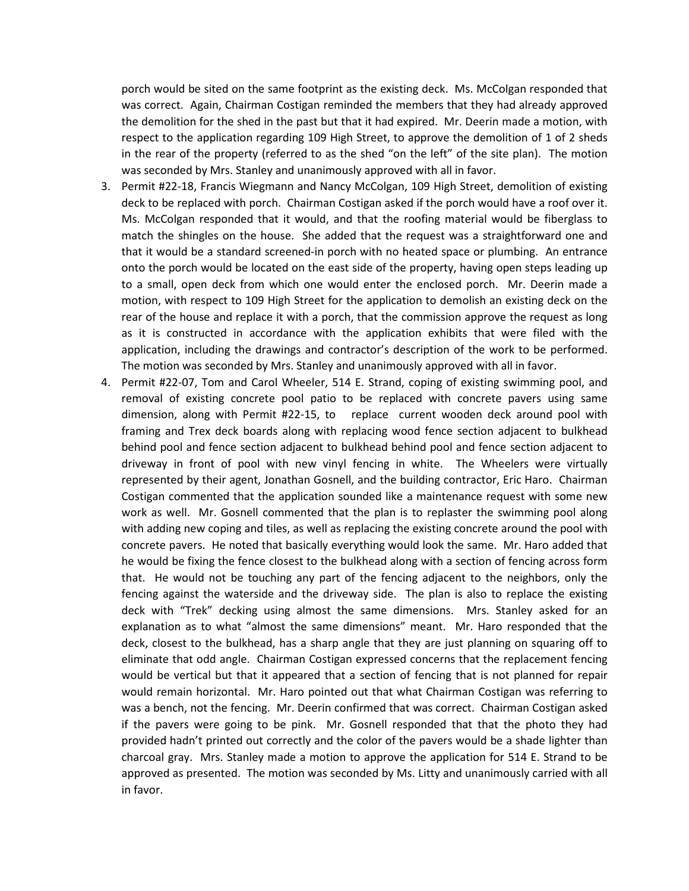porch would be sited on the same footprint as the existing deck. Ms. McColgan responded that was correct. Again, Chairman Costigan reminded the members that they had already approved the demolition for the shed in the past but that it had expired. Mr. Deerin made a motion, with respect to the application regarding 109 High Street, to approve the demolition of 1 of 2 sheds in the rear of the property (referred to as the shed "on the left" of the site plan). The motion was seconded by Mrs. Stanley and unanimously approved with all in favor.

3. Permit #22-18, Francis Wiegmann and Nancy McColgan, 109 High Street, demolition of existing deck to be replaced with porch. Chairman Costigan asked if the porch would have a roof over it. Ms. McColgan responded that it would, and that the roofing material would be fiberglass to match the shingles on the house. She added that the request was a straightforward one and that it would be a standard screened-in porch with no heated space or plumbing. An entrance onto the porch would be located on the east side of the property, having open steps leading up to a small, open deck from which one would enter the enclosed porch. Mr. Deerin made a motion, with respect to 109 High Street for the application to demolish an existing deck on the rear of the house and replace it with a porch, that the commission approve the request as long as it is constructed in accordance with the application exhibits that were filed with the application, including the drawings and contractor's description of the work to be performed. The motion was seconded by Mrs. Stanley and unanimously approved with all in favor.
4. Permit #22-07, Tom and Carol Wheeler, 514 E. Strand, coping of existing swimming pool, and removal of existing concrete pool patio to be replaced with concrete pavers using same dimension, along with Permit #22-15, to replace current wooden deck around pool with framing and Trex deck boards along with replacing wood fence section adjacent to bulkhead behind pool and fence section adjacent to bulkhead behind pool and fence section adjacent to driveway in front of pool with new vinyl fencing in white. The Wheelers were virtually represented by their agent, Jonathan Gosnell, and the building contractor, Eric Haro. Chairman Costigan commented that the application sounded like a maintenance request with some new work as well. Mr. Gosnell commented that the plan is to replaster the swimming pool along with adding new coping and tiles, as well as replacing the existing concrete around the pool with concrete pavers. He noted that basically everything would look the same. Mr. Haro added that he would be fixing the fence closest to the bulkhead along with a section of fencing across form that. He would not be touching any part of the fencing adjacent to the neighbors, only the fencing against the waterside and the driveway side. The plan is also to replace the existing deck with "Trek" decking using almost the same dimensions. Mrs. Stanley asked for an explanation as to what "almost the same dimensions" meant. Mr. Haro responded that the deck, closest to the bulkhead, has a sharp angle that they are just planning on squaring off to eliminate that odd angle. Chairman Costigan expressed concerns that the replacement fencing would be vertical but that it appeared that a section of fencing that is not planned for repair would remain horizontal. Mr. Haro pointed out that what Chairman Costigan was referring to was a bench, not the fencing. Mr. Deerin confirmed that was correct. Chairman Costigan asked if the pavers were going to be pink. Mr. Gosnell responded that that the photo they had provided hadn't printed out correctly and the color of the pavers would be a shade lighter than charcoal gray. Mrs. Stanley made a motion to approve the application for 514 E. Strand to be approved as presented. The motion was seconded by Ms. Litty and unanimously carried with all in favor.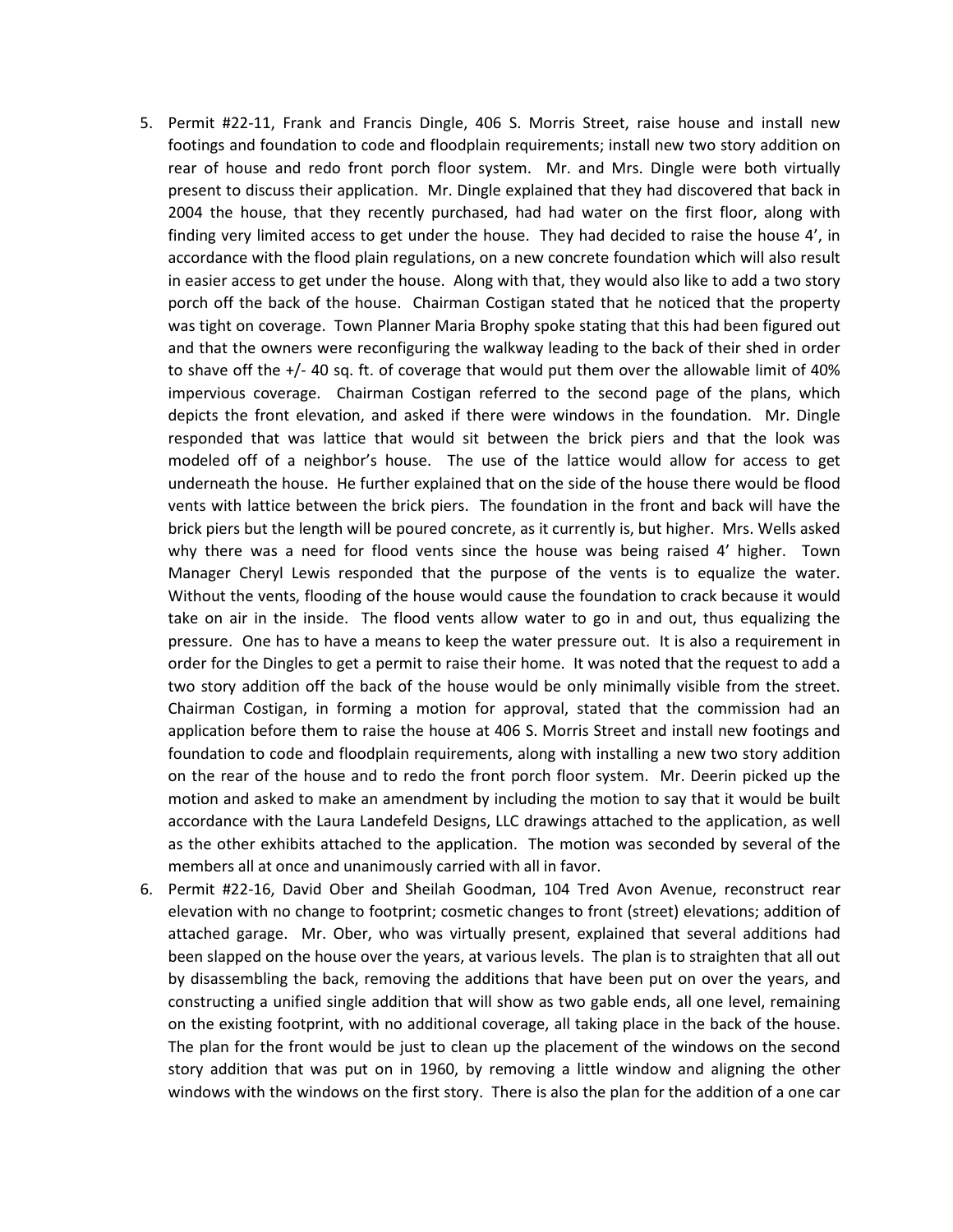5. Permit #22-11, Frank and Francis Dingle, 406 S. Morris Street, raise house and install new footings and foundation to code and floodplain requirements; install new two story addition on rear of house and redo front porch floor system. Mr. and Mrs. Dingle were both virtually present to discuss their application. Mr. Dingle explained that they had discovered that back in 2004 the house, that they recently purchased, had had water on the first floor, along with finding very limited access to get under the house. They had decided to raise the house 4', in accordance with the flood plain regulations, on a new concrete foundation which will also result in easier access to get under the house. Along with that, they would also like to add a two story porch off the back of the house. Chairman Costigan stated that he noticed that the property was tight on coverage. Town Planner Maria Brophy spoke stating that this had been figured out and that the owners were reconfiguring the walkway leading to the back of their shed in order to shave off the +/- 40 sq. ft. of coverage that would put them over the allowable limit of 40% impervious coverage. Chairman Costigan referred to the second page of the plans, which depicts the front elevation, and asked if there were windows in the foundation. Mr. Dingle responded that was lattice that would sit between the brick piers and that the look was modeled off of a neighbor's house. The use of the lattice would allow for access to get underneath the house. He further explained that on the side of the house there would be flood vents with lattice between the brick piers. The foundation in the front and back will have the brick piers but the length will be poured concrete, as it currently is, but higher. Mrs. Wells asked why there was a need for flood vents since the house was being raised 4' higher. Town Manager Cheryl Lewis responded that the purpose of the vents is to equalize the water. Without the vents, flooding of the house would cause the foundation to crack because it would take on air in the inside. The flood vents allow water to go in and out, thus equalizing the pressure. One has to have a means to keep the water pressure out. It is also a requirement in order for the Dingles to get a permit to raise their home. It was noted that the request to add a two story addition off the back of the house would be only minimally visible from the street. Chairman Costigan, in forming a motion for approval, stated that the commission had an application before them to raise the house at 406 S. Morris Street and install new footings and foundation to code and floodplain requirements, along with installing a new two story addition on the rear of the house and to redo the front porch floor system. Mr. Deerin picked up the motion and asked to make an amendment by including the motion to say that it would be built accordance with the Laura Landefeld Designs, LLC drawings attached to the application, as well as the other exhibits attached to the application. The motion was seconded by several of the members all at once and unanimously carried with all in favor.
6. Permit #22-16, David Ober and Sheilah Goodman, 104 Tred Avon Avenue, reconstruct rear elevation with no change to footprint; cosmetic changes to front (street) elevations; addition of attached garage. Mr. Ober, who was virtually present, explained that several additions had been slapped on the house over the years, at various levels. The plan is to straighten that all out by disassembling the back, removing the additions that have been put on over the years, and constructing a unified single addition that will show as two gable ends, all one level, remaining on the existing footprint, with no additional coverage, all taking place in the back of the house. The plan for the front would be just to clean up the placement of the windows on the second story addition that was put on in 1960, by removing a little window and aligning the other windows with the windows on the first story. There is also the plan for the addition of a one car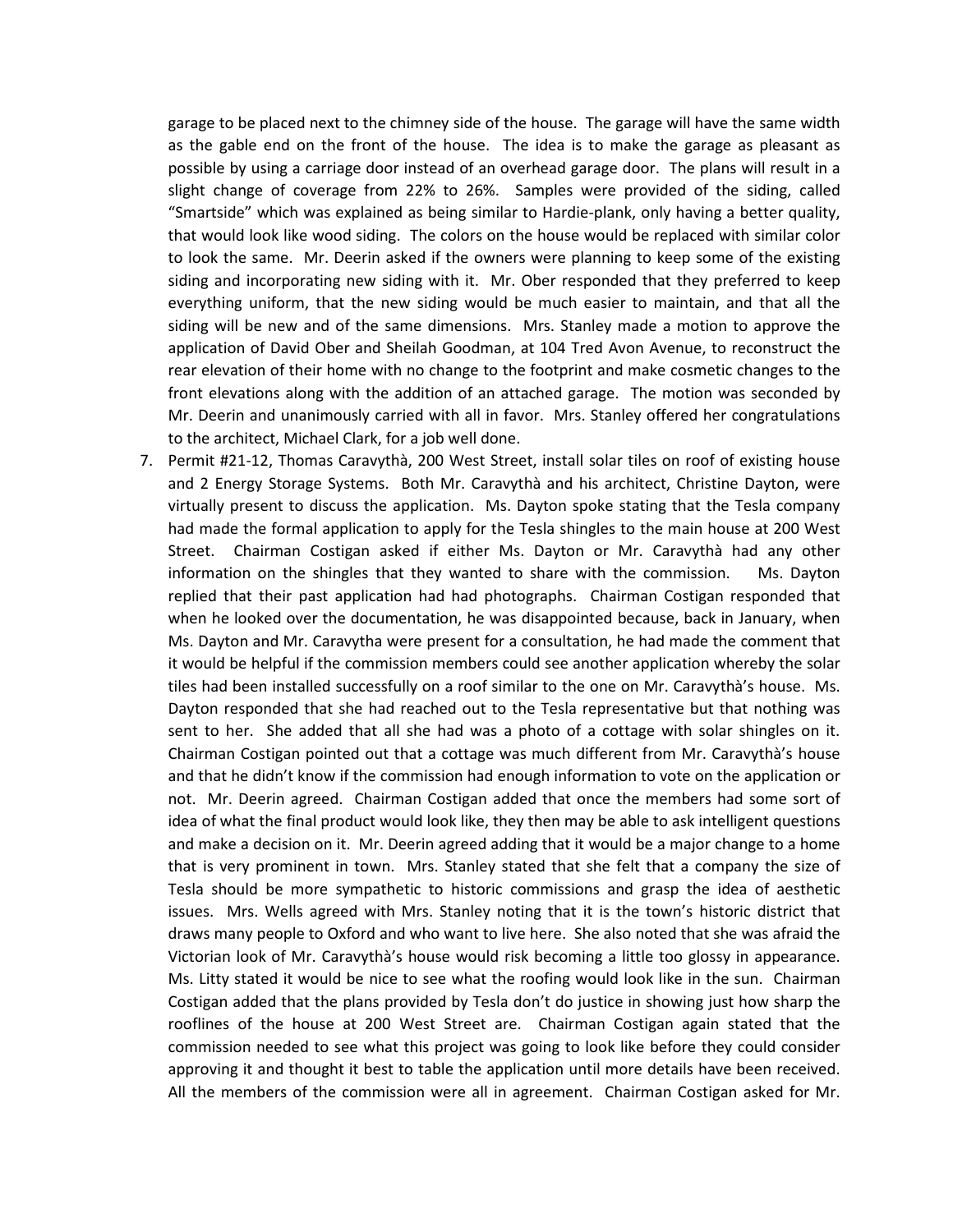garage to be placed next to the chimney side of the house. The garage will have the same width as the gable end on the front of the house. The idea is to make the garage as pleasant as possible by using a carriage door instead of an overhead garage door. The plans will result in a slight change of coverage from 22% to 26%. Samples were provided of the siding, called "Smartside" which was explained as being similar to Hardie-plank, only having a better quality, that would look like wood siding. The colors on the house would be replaced with similar color to look the same. Mr. Deerin asked if the owners were planning to keep some of the existing siding and incorporating new siding with it. Mr. Ober responded that they preferred to keep everything uniform, that the new siding would be much easier to maintain, and that all the siding will be new and of the same dimensions. Mrs. Stanley made a motion to approve the application of David Ober and Sheilah Goodman, at 104 Tred Avon Avenue, to reconstruct the rear elevation of their home with no change to the footprint and make cosmetic changes to the front elevations along with the addition of an attached garage. The motion was seconded by Mr. Deerin and unanimously carried with all in favor. Mrs. Stanley offered her congratulations to the architect, Michael Clark, for a job well done.

7. Permit #21-12, Thomas Caravythà, 200 West Street, install solar tiles on roof of existing house and 2 Energy Storage Systems. Both Mr. Caravythà and his architect, Christine Dayton, were virtually present to discuss the application. Ms. Dayton spoke stating that the Tesla company had made the formal application to apply for the Tesla shingles to the main house at 200 West Street. Chairman Costigan asked if either Ms. Dayton or Mr. Caravythà had any other information on the shingles that they wanted to share with the commission. Ms. Dayton replied that their past application had had photographs. Chairman Costigan responded that when he looked over the documentation, he was disappointed because, back in January, when Ms. Dayton and Mr. Caravytha were present for a consultation, he had made the comment that it would be helpful if the commission members could see another application whereby the solar tiles had been installed successfully on a roof similar to the one on Mr. Caravythà's house. Ms. Dayton responded that she had reached out to the Tesla representative but that nothing was sent to her. She added that all she had was a photo of a cottage with solar shingles on it. Chairman Costigan pointed out that a cottage was much different from Mr. Caravythà's house and that he didn't know if the commission had enough information to vote on the application or not. Mr. Deerin agreed. Chairman Costigan added that once the members had some sort of idea of what the final product would look like, they then may be able to ask intelligent questions and make a decision on it. Mr. Deerin agreed adding that it would be a major change to a home that is very prominent in town. Mrs. Stanley stated that she felt that a company the size of Tesla should be more sympathetic to historic commissions and grasp the idea of aesthetic issues. Mrs. Wells agreed with Mrs. Stanley noting that it is the town's historic district that draws many people to Oxford and who want to live here. She also noted that she was afraid the Victorian look of Mr. Caravythà's house would risk becoming a little too glossy in appearance. Ms. Litty stated it would be nice to see what the roofing would look like in the sun. Chairman Costigan added that the plans provided by Tesla don't do justice in showing just how sharp the rooflines of the house at 200 West Street are. Chairman Costigan again stated that the commission needed to see what this project was going to look like before they could consider approving it and thought it best to table the application until more details have been received. All the members of the commission were all in agreement. Chairman Costigan asked for Mr.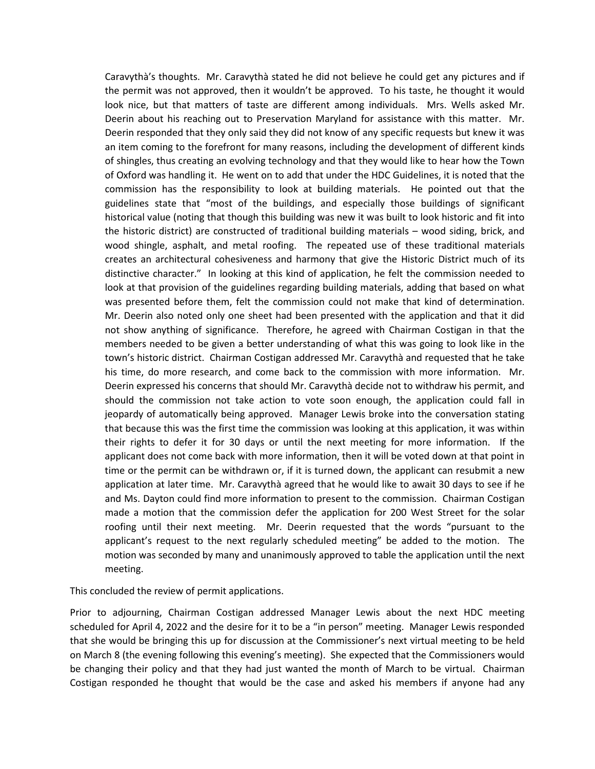Caravythà's thoughts. Mr. Caravythà stated he did not believe he could get any pictures and if the permit was not approved, then it wouldn't be approved. To his taste, he thought it would look nice, but that matters of taste are different among individuals. Mrs. Wells asked Mr. Deerin about his reaching out to Preservation Maryland for assistance with this matter. Mr. Deerin responded that they only said they did not know of any specific requests but knew it was an item coming to the forefront for many reasons, including the development of different kinds of shingles, thus creating an evolving technology and that they would like to hear how the Town of Oxford was handling it. He went on to add that under the HDC Guidelines, it is noted that the commission has the responsibility to look at building materials. He pointed out that the guidelines state that "most of the buildings, and especially those buildings of significant historical value (noting that though this building was new it was built to look historic and fit into the historic district) are constructed of traditional building materials – wood siding, brick, and wood shingle, asphalt, and metal roofing. The repeated use of these traditional materials creates an architectural cohesiveness and harmony that give the Historic District much of its distinctive character." In looking at this kind of application, he felt the commission needed to look at that provision of the guidelines regarding building materials, adding that based on what was presented before them, felt the commission could not make that kind of determination. Mr. Deerin also noted only one sheet had been presented with the application and that it did not show anything of significance. Therefore, he agreed with Chairman Costigan in that the members needed to be given a better understanding of what this was going to look like in the town's historic district. Chairman Costigan addressed Mr. Caravythà and requested that he take his time, do more research, and come back to the commission with more information. Mr. Deerin expressed his concerns that should Mr. Caravythà decide not to withdraw his permit, and should the commission not take action to vote soon enough, the application could fall in jeopardy of automatically being approved. Manager Lewis broke into the conversation stating that because this was the first time the commission was looking at this application, it was within their rights to defer it for 30 days or until the next meeting for more information. If the applicant does not come back with more information, then it will be voted down at that point in time or the permit can be withdrawn or, if it is turned down, the applicant can resubmit a new application at later time. Mr. Caravythà agreed that he would like to await 30 days to see if he and Ms. Dayton could find more information to present to the commission. Chairman Costigan made a motion that the commission defer the application for 200 West Street for the solar roofing until their next meeting. Mr. Deerin requested that the words "pursuant to the applicant's request to the next regularly scheduled meeting" be added to the motion. The motion was seconded by many and unanimously approved to table the application until the next meeting.

This concluded the review of permit applications.

Prior to adjourning, Chairman Costigan addressed Manager Lewis about the next HDC meeting scheduled for April 4, 2022 and the desire for it to be a "in person" meeting. Manager Lewis responded that she would be bringing this up for discussion at the Commissioner's next virtual meeting to be held on March 8 (the evening following this evening's meeting). She expected that the Commissioners would be changing their policy and that they had just wanted the month of March to be virtual. Chairman Costigan responded he thought that would be the case and asked his members if anyone had any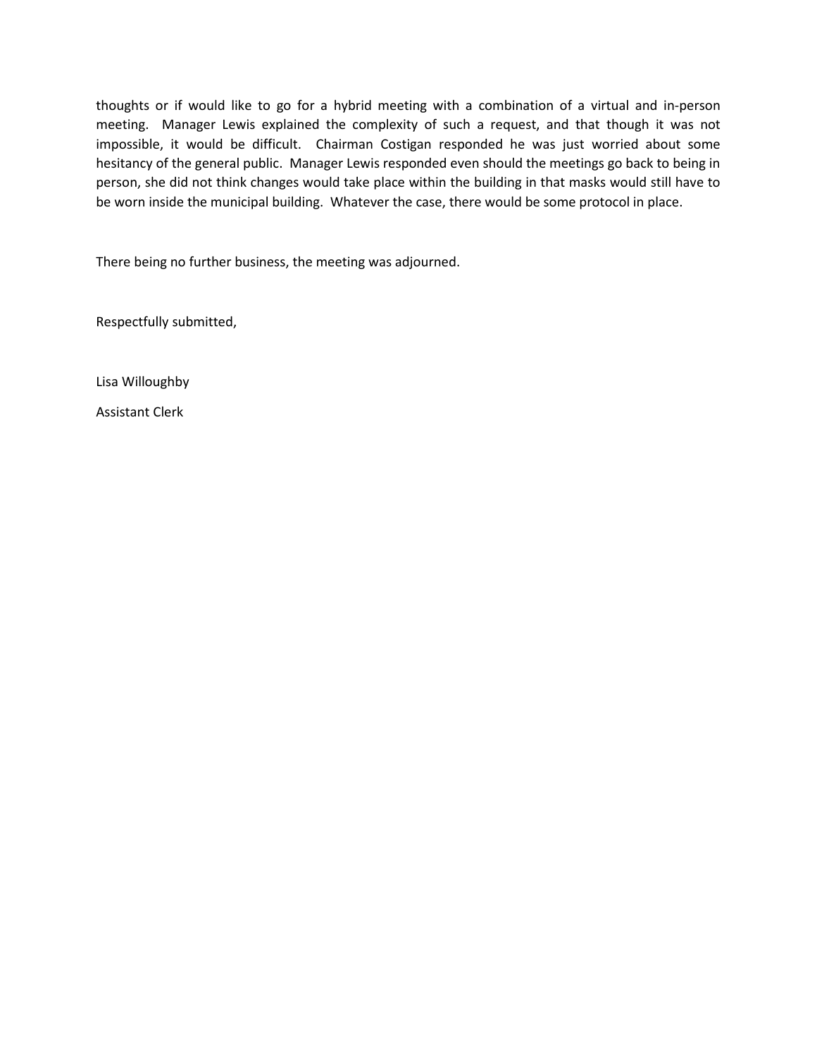thoughts or if would like to go for a hybrid meeting with a combination of a virtual and in-person meeting. Manager Lewis explained the complexity of such a request, and that though it was not impossible, it would be difficult. Chairman Costigan responded he was just worried about some hesitancy of the general public. Manager Lewis responded even should the meetings go back to being in person, she did not think changes would take place within the building in that masks would still have to be worn inside the municipal building. Whatever the case, there would be some protocol in place.

There being no further business, the meeting was adjourned.

Respectfully submitted,

Lisa Willoughby

Assistant Clerk